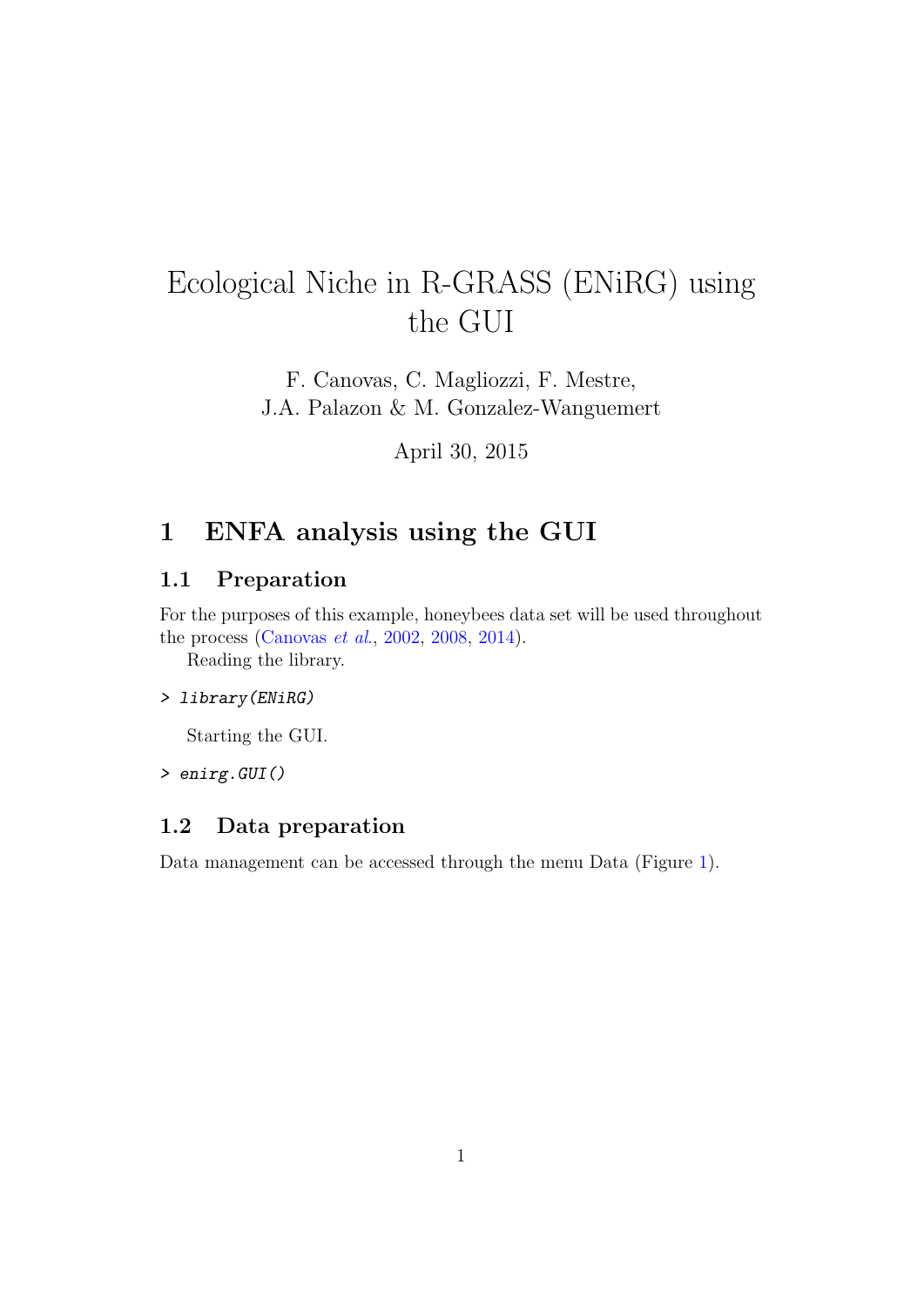# Ecological Niche in R-GRASS (ENiRG) using the GUI

F. Canovas, C. Magliozzi, F. Mestre,
J.A. Palazon & M. Gonzalez-Wanguemert

April 30, 2015

## 1 ENFA analysis using the GUI

### 1.1 Preparation

For the purposes of this example, honeybees data set will be used throughout the process (Canovas *et al.*, 2002, 2008, 2014).

Reading the library.

```
> library(ENiRG)
```

Starting the GUI.

```
> enirg.GUI()
```

### 1.2 Data preparation

Data management can be accessed through the menu Data (Figure 1).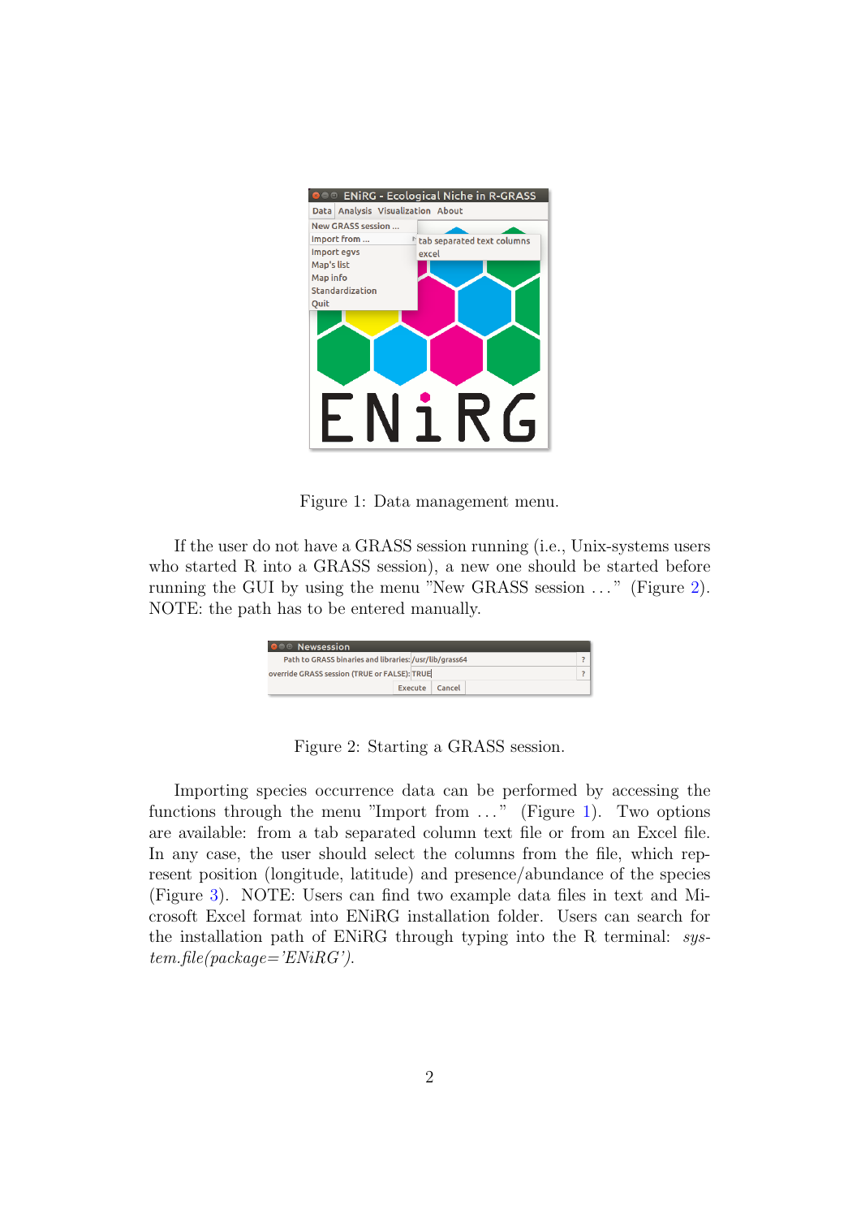Figure 1: Data management menu.

If the user do not have a GRASS session running (i.e., Unix-systems users who started R into a GRASS session), a new one should be started before running the GUI by using the menu "New GRASS session ..." (Figure 2). NOTE: the path has to be entered manually.

Figure 2: Starting a GRASS session.

Importing species occurrence data can be performed by accessing the functions through the menu "Import from ..." (Figure 1). Two options are available: from a tab separated column text file or from an Excel file. In any case, the user should select the columns from the file, which represent position (longitude, latitude) and presence/abundance of the species (Figure 3). NOTE: Users can find two example data files in text and Microsoft Excel format into ENiRG installation folder. Users can search for the installation path of ENiRG through typing into the R terminal: *system.file(package='ENiRG')*.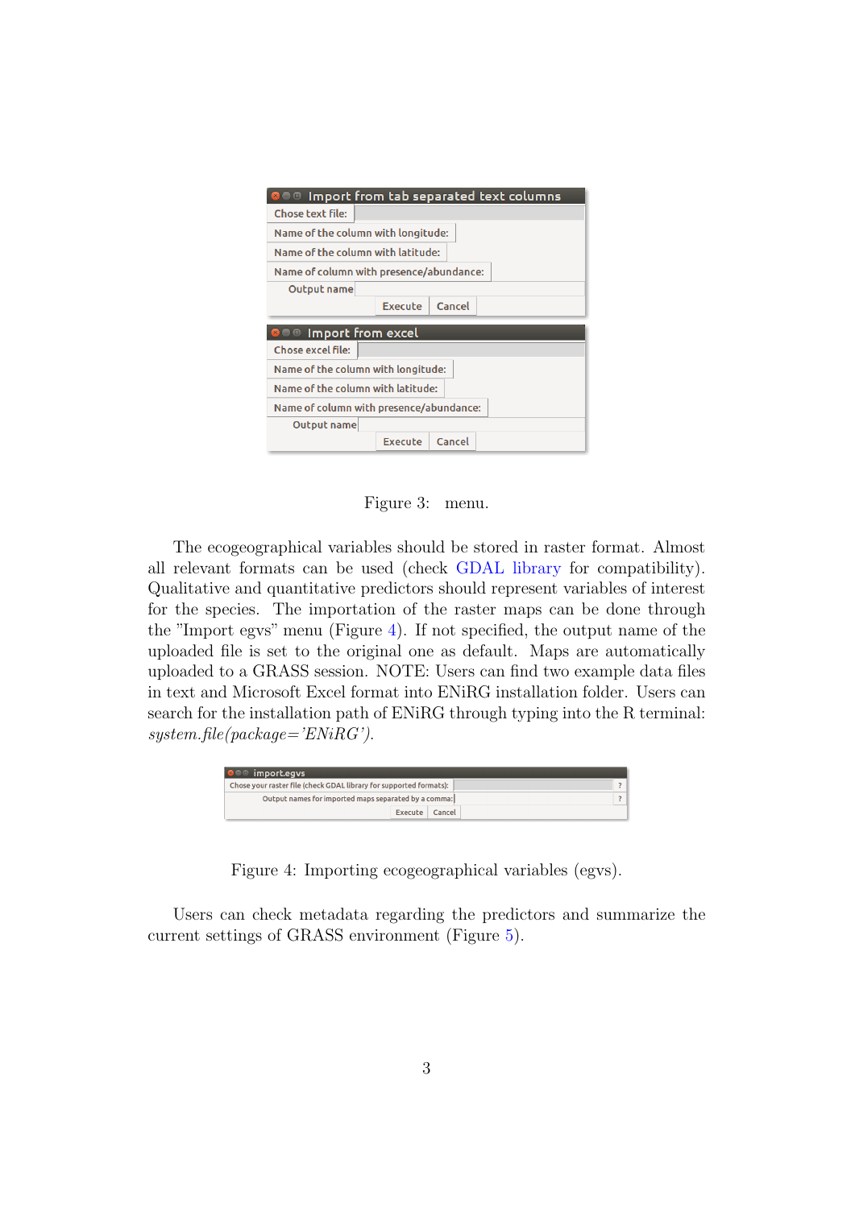Figure 3: menu.

The ecogeographical variables should be stored in raster format. Almost all relevant formats can be used (check GDAL library for compatibility). Qualitative and quantitative predictors should represent variables of interest for the species. The importation of the raster maps can be done through the "Import egvs" menu (Figure 4). If not specified, the output name of the uploaded file is set to the original one as default. Maps are automatically uploaded to a GRASS session. NOTE: Users can find two example data files in text and Microsoft Excel format into ENiRG installation folder. Users can search for the installation path of ENiRG through typing into the R terminal: *system.file(package='ENiRG')*.

Figure 4: Importing ecogeographical variables (egvs).

Users can check metadata regarding the predictors and summarize the current settings of GRASS environment (Figure 5).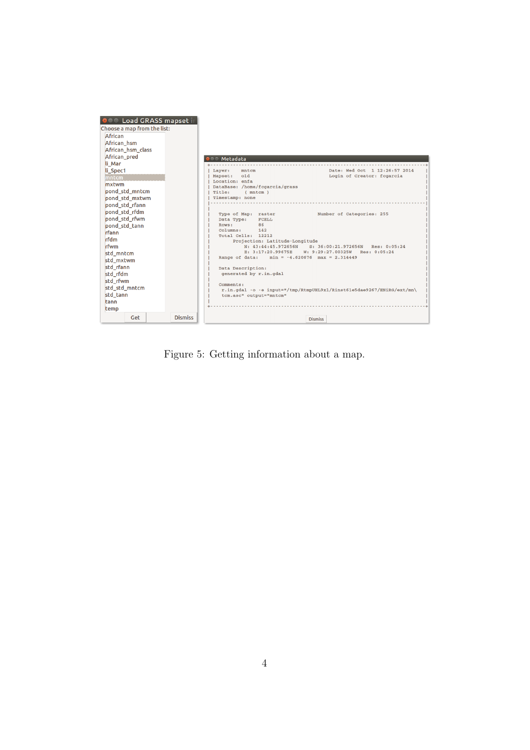Figure 5: Getting information about a map.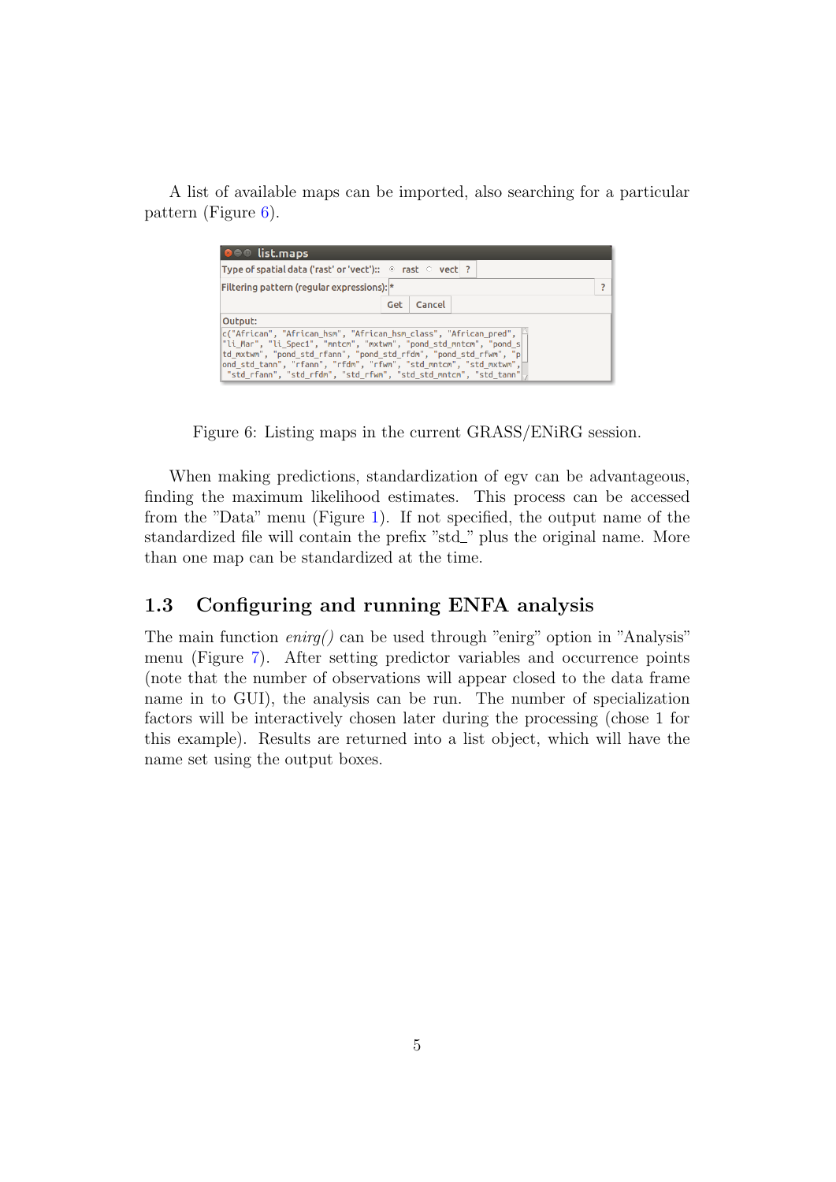A list of available maps can be imported, also searching for a particular pattern (Figure 6).

Figure 6: Listing maps in the current GRASS/ENiRG session.

When making predictions, standardization of egv can be advantageous, finding the maximum likelihood estimates. This process can be accessed from the "Data" menu (Figure 1). If not specified, the output name of the standardized file will contain the prefix "std_" plus the original name. More than one map can be standardized at the time.

## 1.3 Configuring and running ENFA analysis

The main function *enirg()* can be used through "enirg" option in "Analysis" menu (Figure 7). After setting predictor variables and occurrence points (note that the number of observations will appear closed to the data frame name in to GUI), the analysis can be run. The number of specialization factors will be interactively chosen later during the processing (chose 1 for this example). Results are returned into a list object, which will have the name set using the output boxes.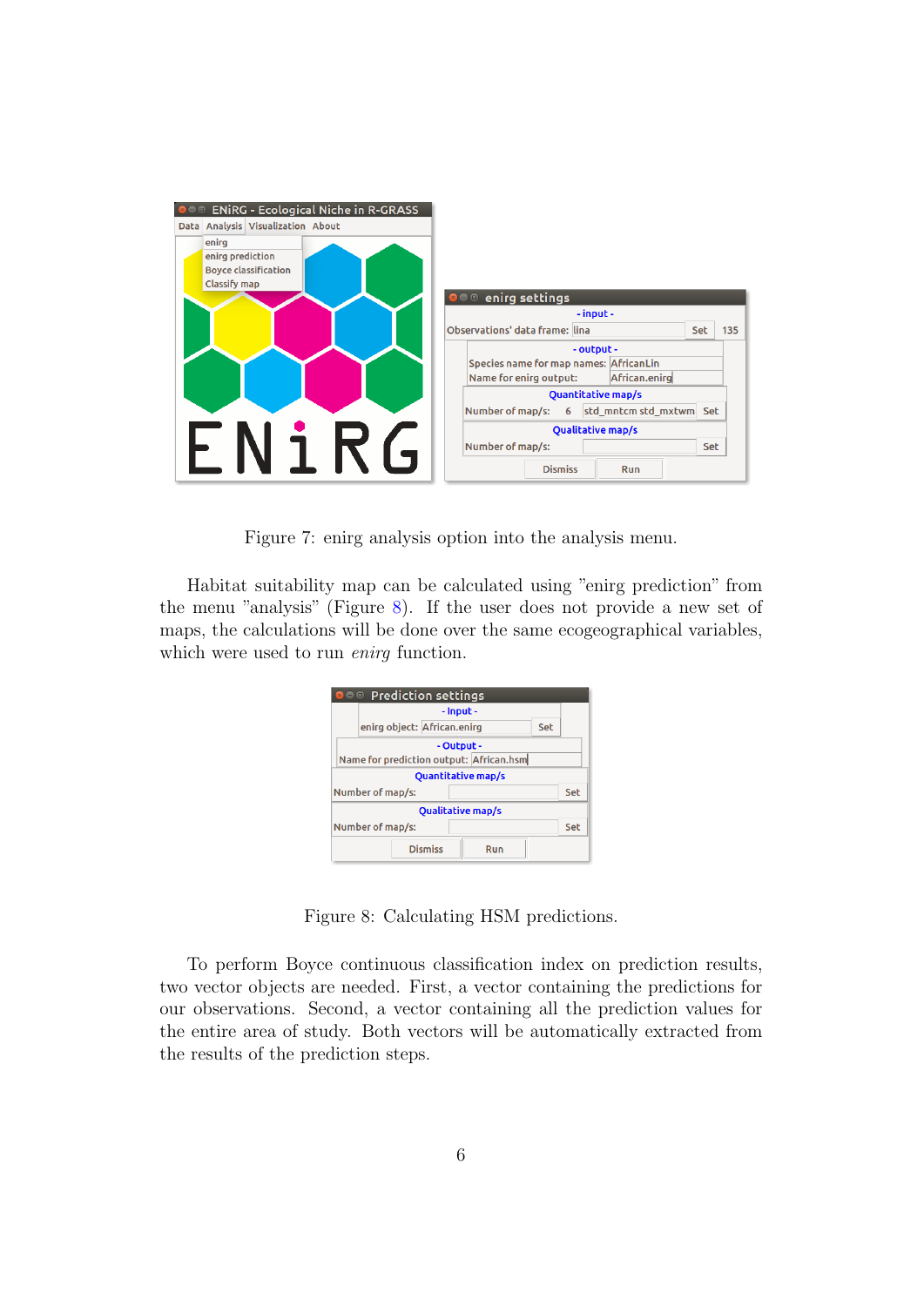Figure 7: enirg analysis option into the analysis menu.

Habitat suitability map can be calculated using "enirg prediction" from the menu "analysis" (Figure 8). If the user does not provide a new set of maps, the calculations will be done over the same ecogeographical variables, which were used to run *enirg* function.

Figure 8: Calculating HSM predictions.

To perform Boyce continuous classification index on prediction results, two vector objects are needed. First, a vector containing the predictions for our observations. Second, a vector containing all the prediction values for the entire area of study. Both vectors will be automatically extracted from the results of the prediction steps.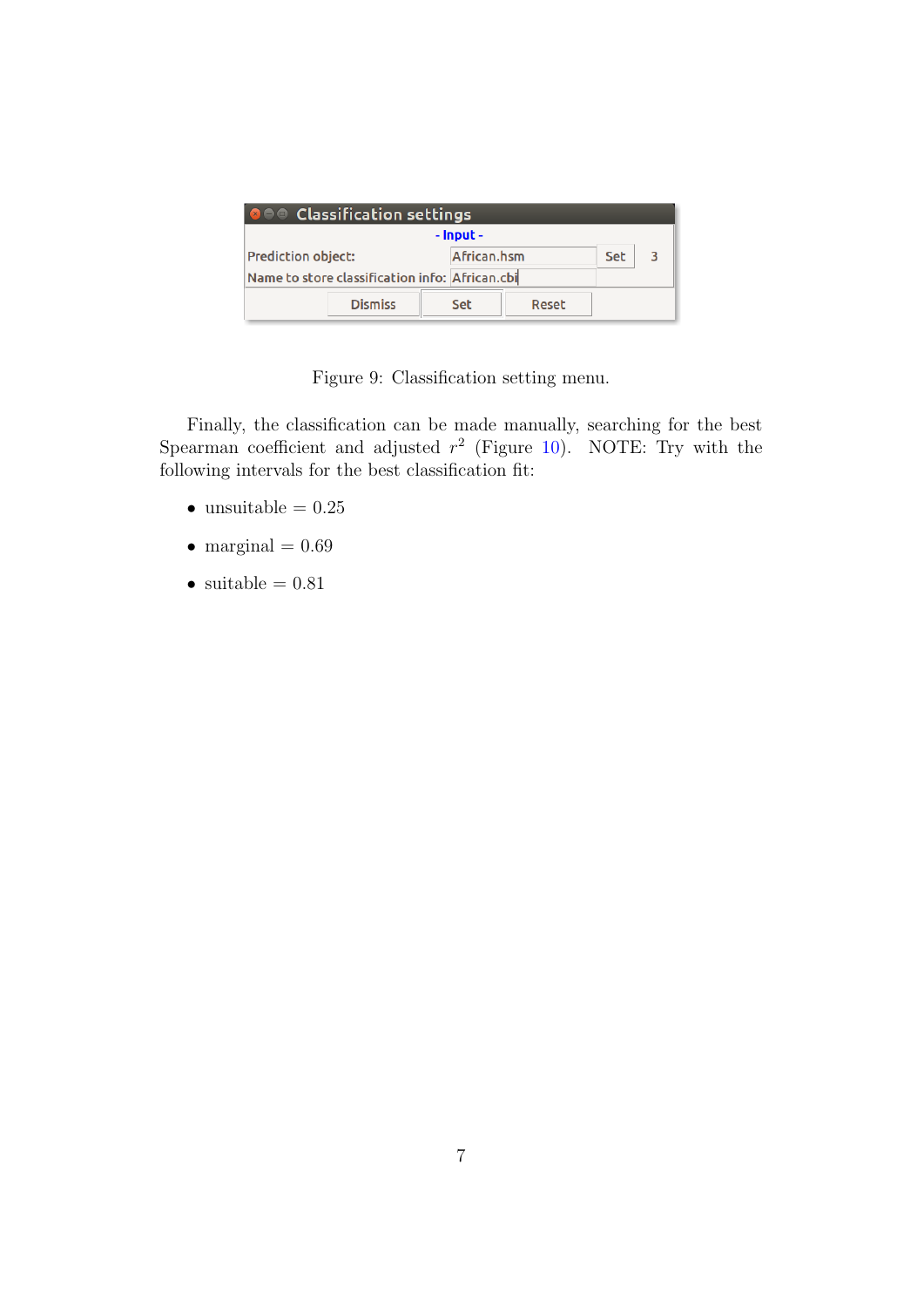Figure 9: Classification setting menu.

Finally, the classification can be made manually, searching for the best Spearman coefficient and adjusted $r^2$ (Figure 10). NOTE: Try with the following intervals for the best classification fit:

- unsuitable = 0.25
- marginal = 0.69
- suitable = 0.81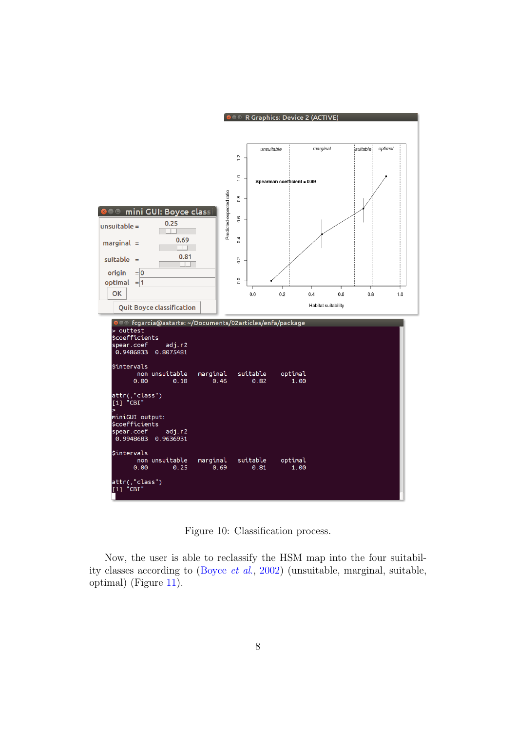Figure 10: Classification process.

Now, the user is able to reclassify the HSM map into the four suitability classes according to (Boyce *et al.*, 2002) (unsuitable, marginal, suitable, optimal) (Figure 11).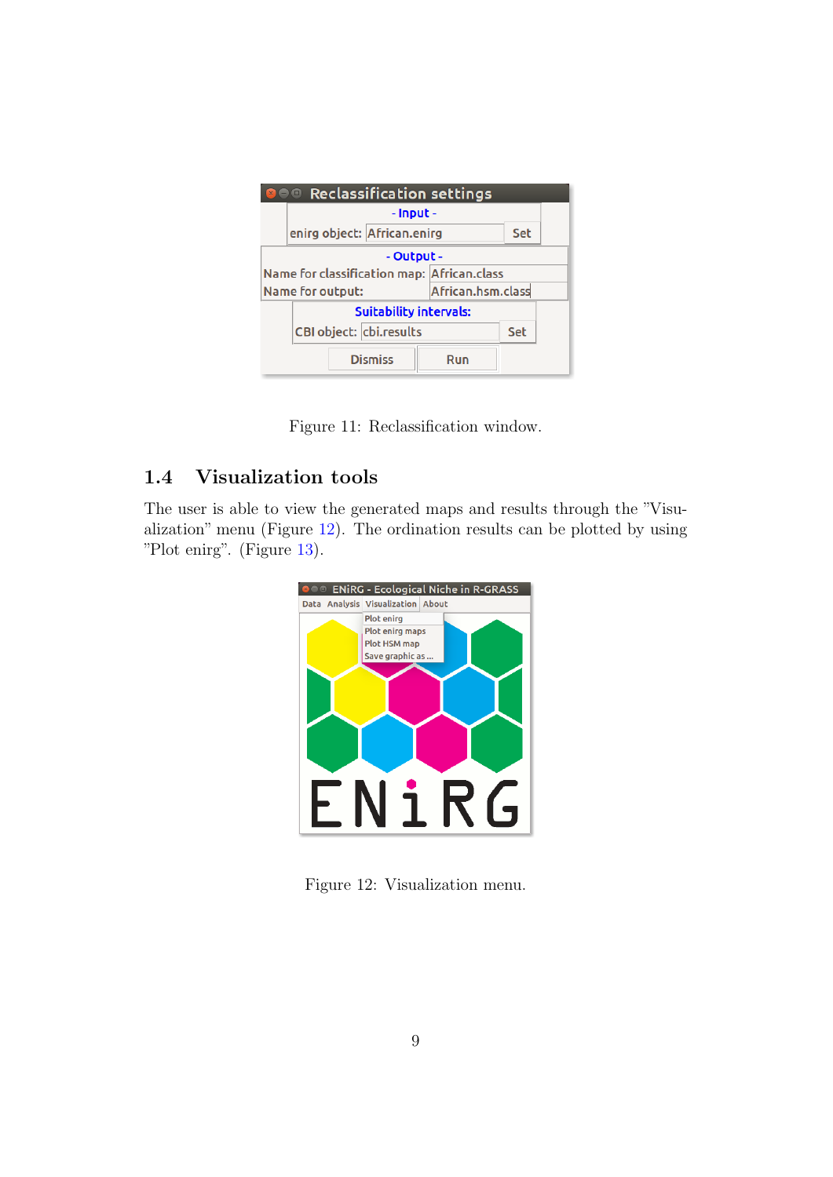Figure 11: Reclassification window.

## 1.4 Visualization tools

The user is able to view the generated maps and results through the "Visualization" menu (Figure 12). The ordination results can be plotted by using "Plot enirg". (Figure 13).

Figure 12: Visualization menu.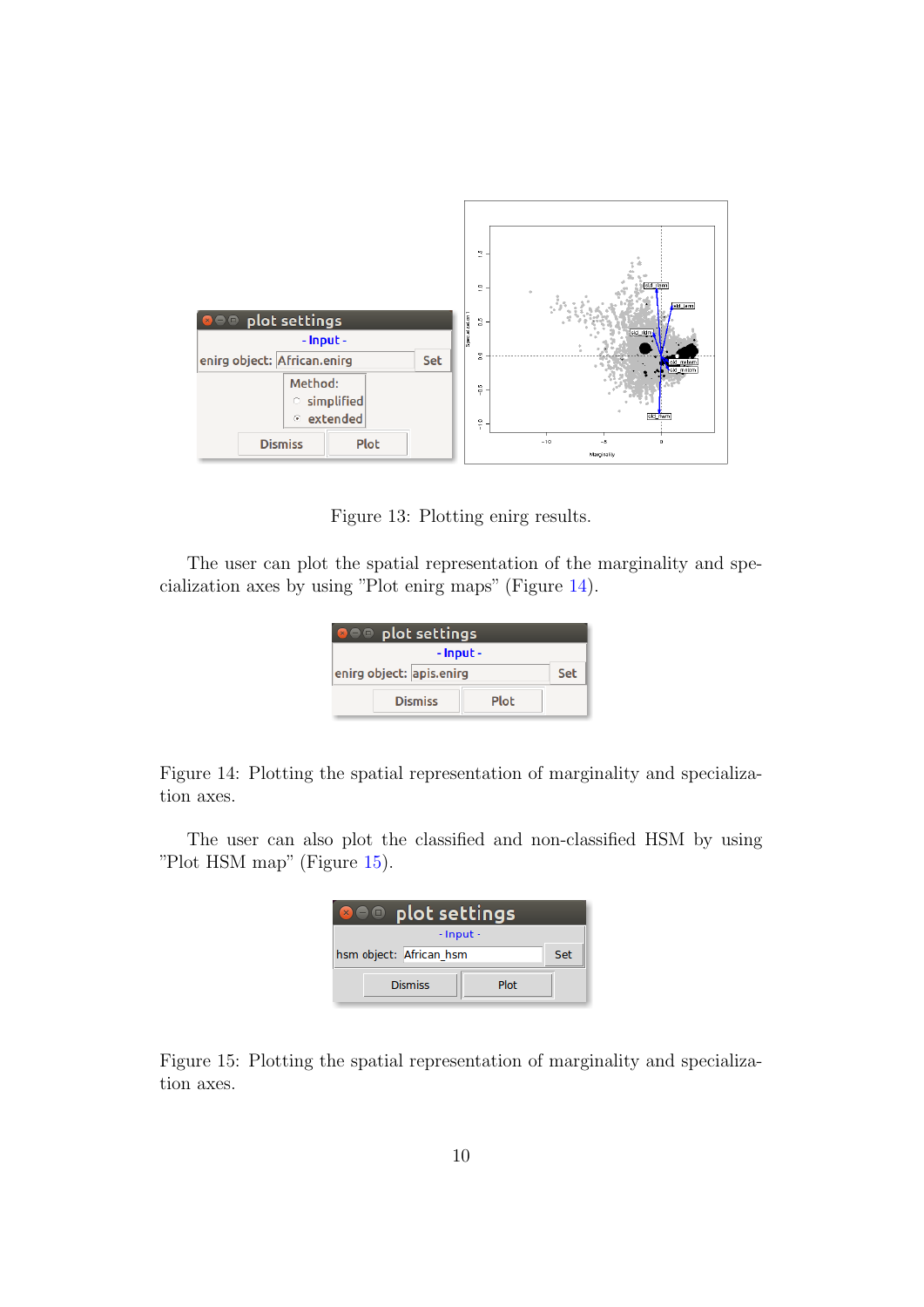Figure 13: Plotting enirg results.

The user can plot the spatial representation of the marginality and specialization axes by using "Plot enirg maps" (Figure 14).

Figure 14: Plotting the spatial representation of marginality and specialization axes.

The user can also plot the classified and non-classified HSM by using "Plot HSM map" (Figure 15).

Figure 15: Plotting the spatial representation of marginality and specialization axes.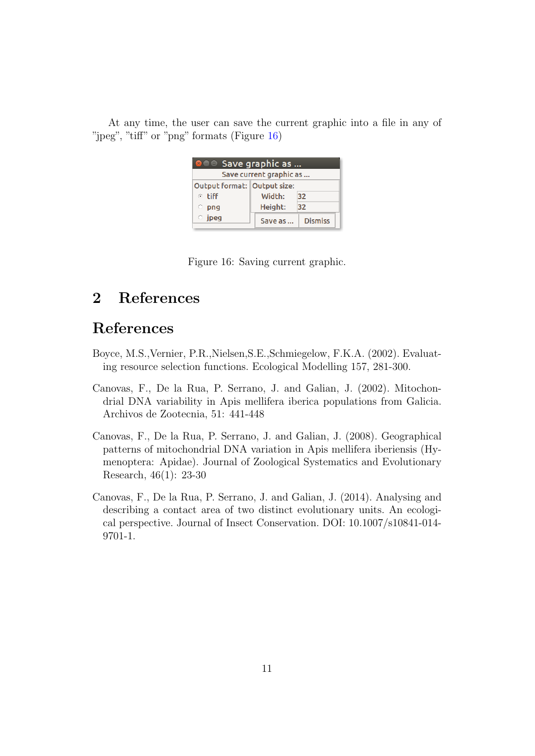At any time, the user can save the current graphic into a file in any of "jpeg", "tiff" or "png" formats (Figure 16)

Figure 16: Saving current graphic.

## 2 References

## References

Boyce, M.S.,Vernier, P.R.,Nielsen,S.E.,Schmiegelow, F.K.A. (2002). Evaluating resource selection functions. Ecological Modelling 157, 281-300.

Canovas, F., De la Rua, P. Serrano, J. and Galian, J. (2002). Mitochondrial DNA variability in Apis mellifera iberica populations from Galicia. Archivos de Zootecnia, 51: 441-448

Canovas, F., De la Rua, P. Serrano, J. and Galian, J. (2008). Geographical patterns of mitochondrial DNA variation in Apis mellifera iberiensis (Hymenoptera: Apidae). Journal of Zoological Systematics and Evolutionary Research, 46(1): 23-30

Canovas, F., De la Rua, P. Serrano, J. and Galian, J. (2014). Analysing and describing a contact area of two distinct evolutionary units. An ecological perspective. Journal of Insect Conservation. DOI: 10.1007/s10841-014-9701-1.